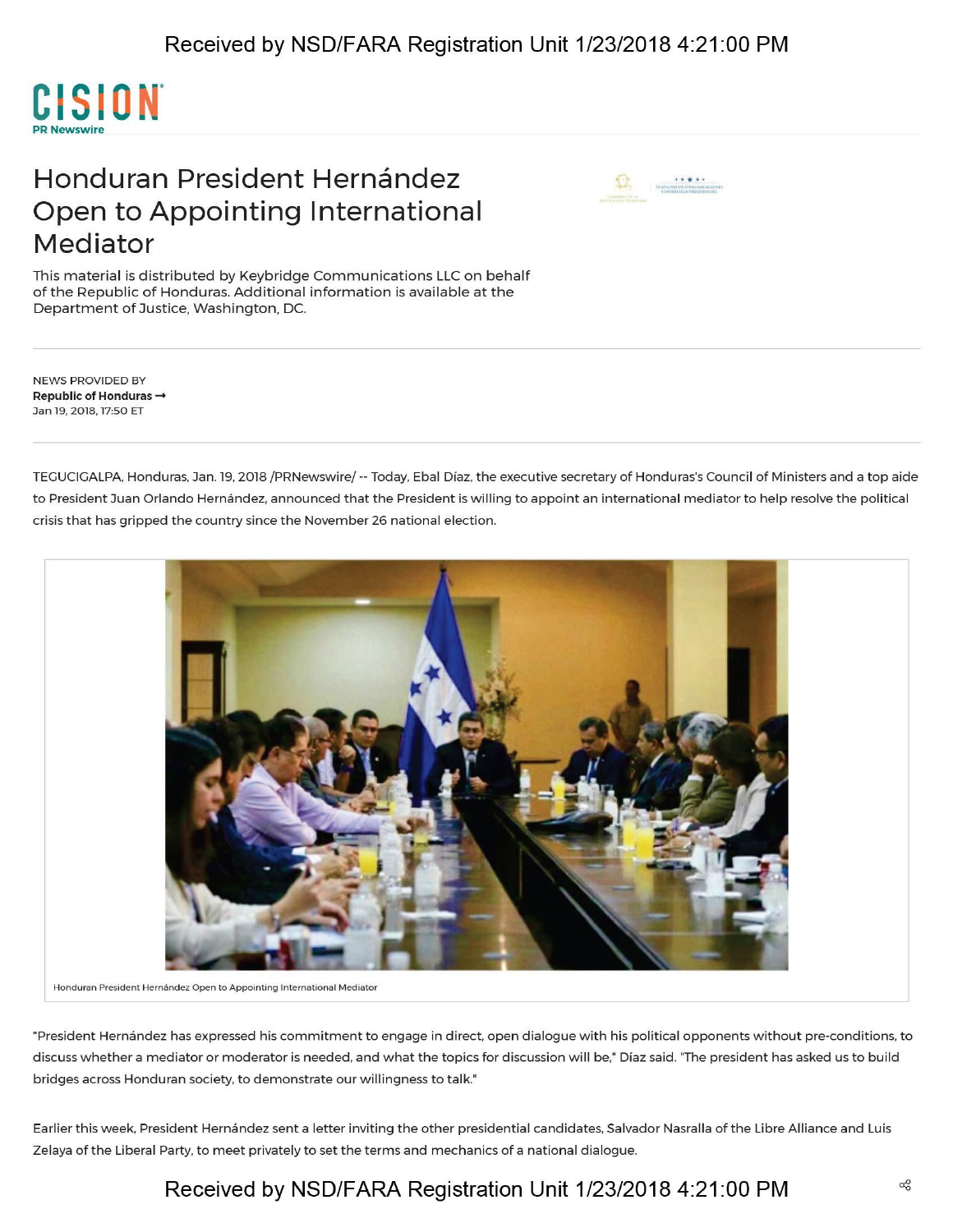# Honduran President Hernández Open to Appointing International Mediator

This material is distributed by Keybridge Communications LLC on behalf of the Republic of Honduras. Additional information is available at the Department of Justice, Washington, DC.

NEWS PROVIDED BY
**Republic of Honduras →**
Jan 19, 2018, 17:50 ET

TEGUCIGALPA, Honduras, Jan. 19, 2018 /PRNewswire/ -- Today, Ebal Díaz, the executive secretary of Honduras's Council of Ministers and a top aide to President Juan Orlando Hernández, announced that the President is willing to appoint an international mediator to help resolve the political crisis that has gripped the country since the November 26 national election.

Honduran President Hernández Open to Appointing International Mediator

"President Hernández has expressed his commitment to engage in direct, open dialogue with his political opponents without pre-conditions, to discuss whether a mediator or moderator is needed, and what the topics for discussion will be," Díaz said. "The president has asked us to build bridges across Honduran society, to demonstrate our willingness to talk."

Earlier this week, President Hernández sent a letter inviting the other presidential candidates, Salvador Nasralla of the Libre Alliance and Luis Zelaya of the Liberal Party, to meet privately to set the terms and mechanics of a national dialogue.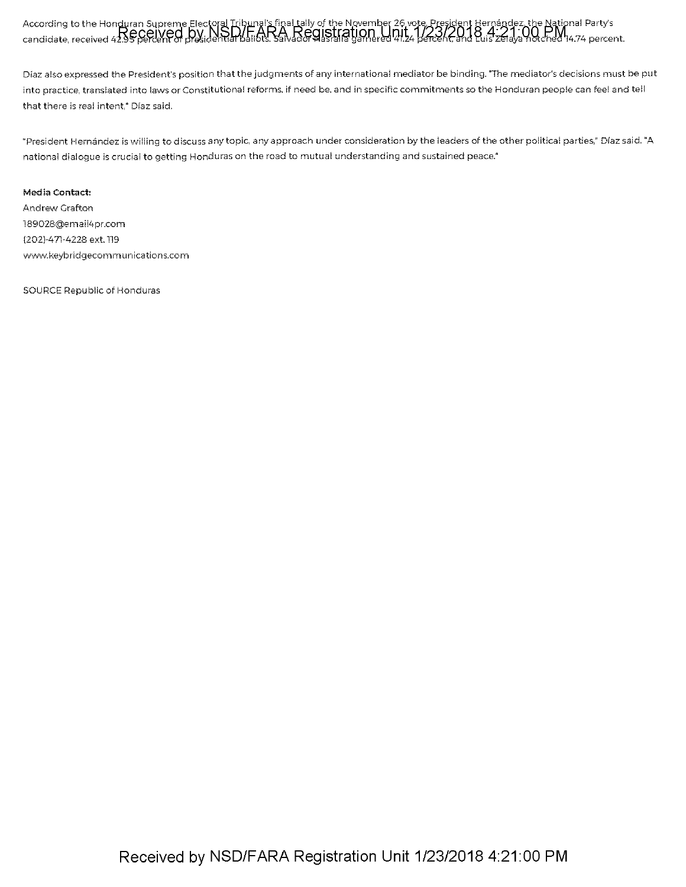According to the Honduran Supreme Electoral Tribunal's final tally of the November 26 vote, President Hernández, the National Party's candidate, received 42.95 percent of presidential ballots. Salvador Nasralla garnered 41.24 percent, and Luis Zelaya notched 14.74 percent.

Díaz also expressed the President's position that the judgments of any international mediator be binding. "The mediator's decisions must be put into practice, translated into laws or Constitutional reforms, if need be, and in specific commitments so the Honduran people can feel and tell that there is real intent," Díaz said.

"President Hernández is willing to discuss any topic, any approach under consideration by the leaders of the other political parties," Díaz said. "A national dialogue is crucial to getting Honduras on the road to mutual understanding and sustained peace."

**Media Contact:**
Andrew Grafton
189028@email4pr.com
(202)-471-4228 ext. 119
www.keybridgecommunications.com

SOURCE Republic of Honduras